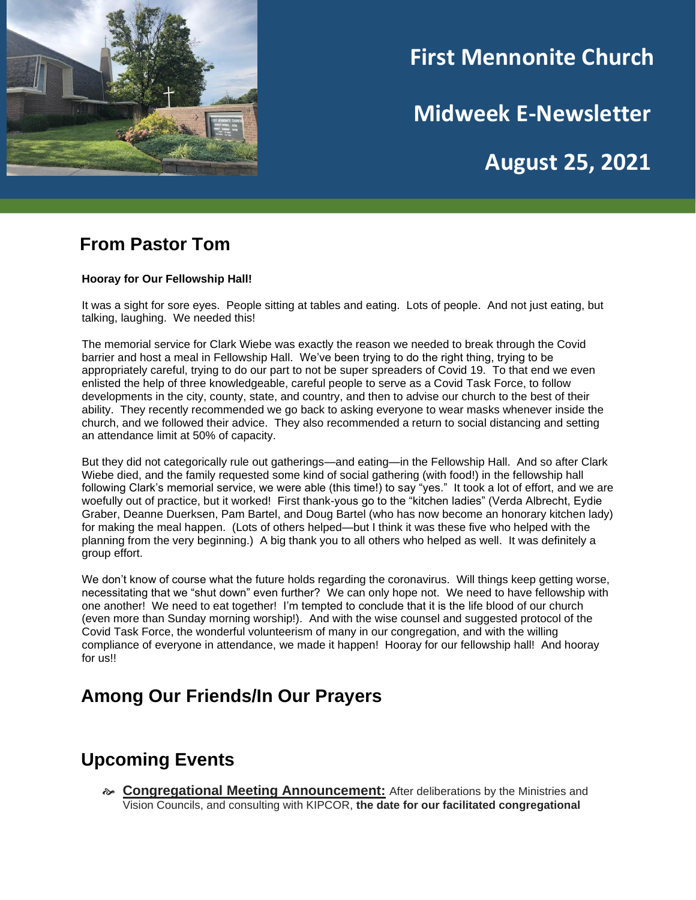# First Mennonite Church

# Midweek E-Newsletter

# August 25, 2021

## From Pastor Tom

**Hooray for Our Fellowship Hall!**

It was a sight for sore eyes. People sitting at tables and eating. Lots of people. And not just eating, but talking, laughing. We needed this!

The memorial service for Clark Wiebe was exactly the reason we needed to break through the Covid barrier and host a meal in Fellowship Hall. We've been trying to do the right thing, trying to be appropriately careful, trying to do our part to not be super spreaders of Covid 19. To that end we even enlisted the help of three knowledgeable, careful people to serve as a Covid Task Force, to follow developments in the city, county, state, and country, and then to advise our church to the best of their ability. They recently recommended we go back to asking everyone to wear masks whenever inside the church, and we followed their advice. They also recommended a return to social distancing and setting an attendance limit at 50% of capacity.

But they did not categorically rule out gatherings—and eating—in the Fellowship Hall. And so after Clark Wiebe died, and the family requested some kind of social gathering (with food!) in the fellowship hall following Clark's memorial service, we were able (this time!) to say "yes." It took a lot of effort, and we are woefully out of practice, but it worked! First thank-yous go to the "kitchen ladies" (Verda Albrecht, Eydie Graber, Deanne Duerksen, Pam Bartel, and Doug Bartel (who has now become an honorary kitchen lady) for making the meal happen. (Lots of others helped—but I think it was these five who helped with the planning from the very beginning.) A big thank you to all others who helped as well. It was definitely a group effort.

We don't know of course what the future holds regarding the coronavirus. Will things keep getting worse, necessitating that we "shut down" even further? We can only hope not. We need to have fellowship with one another! We need to eat together! I'm tempted to conclude that it is the life blood of our church (even more than Sunday morning worship!). And with the wise counsel and suggested protocol of the Covid Task Force, the wonderful volunteerism of many in our congregation, and with the willing compliance of everyone in attendance, we made it happen! Hooray for our fellowship hall! And hooray for us!!

## Among Our Friends/In Our Prayers

## Upcoming Events

- **Congregational Meeting Announcement:** After deliberations by the Ministries and Vision Councils, and consulting with KIPCOR, **the date for our facilitated congregational**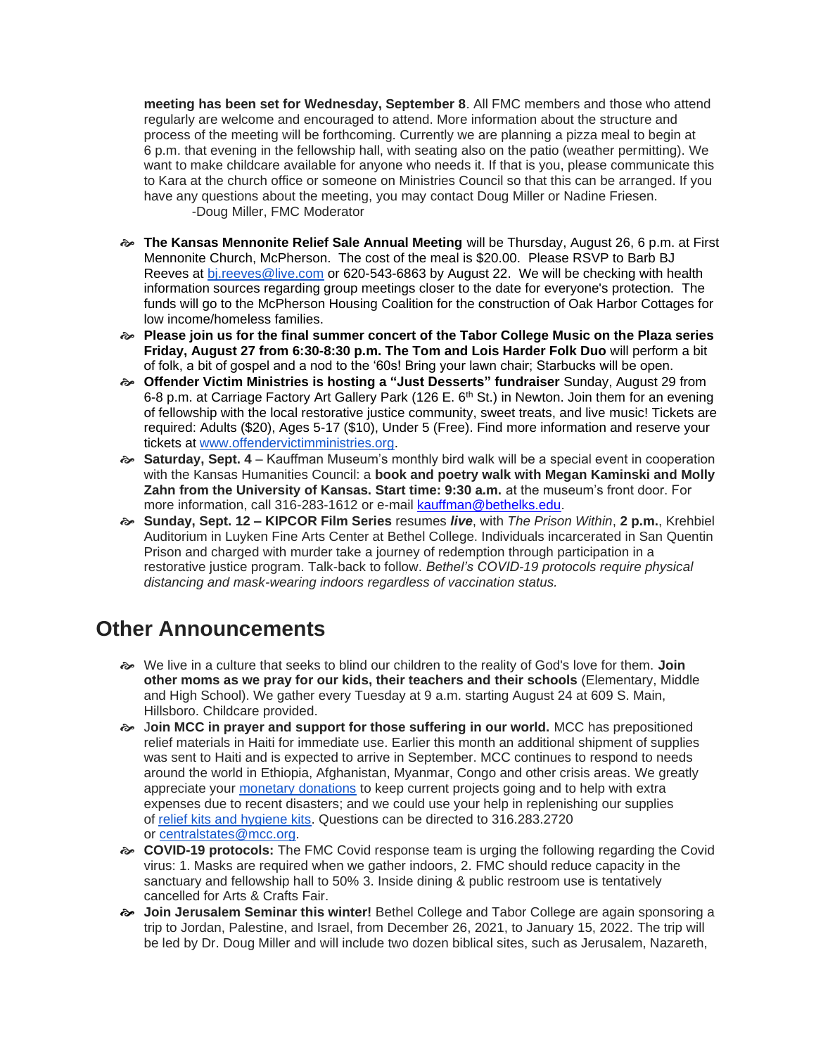**meeting has been set for Wednesday, September 8**. All FMC members and those who attend regularly are welcome and encouraged to attend. More information about the structure and process of the meeting will be forthcoming. Currently we are planning a pizza meal to begin at 6 p.m. that evening in the fellowship hall, with seating also on the patio (weather permitting). We want to make childcare available for anyone who needs it. If that is you, please communicate this to Kara at the church office or someone on Ministries Council so that this can be arranged. If you have any questions about the meeting, you may contact Doug Miller or Nadine Friesen.
-Doug Miller, FMC Moderator

- **The Kansas Mennonite Relief Sale Annual Meeting** will be Thursday, August 26, 6 p.m. at First Mennonite Church, McPherson. The cost of the meal is $20.00. Please RSVP to Barb BJ Reeves at bj.reeves@live.com or 620-543-6863 by August 22. We will be checking with health information sources regarding group meetings closer to the date for everyone's protection. The funds will go to the McPherson Housing Coalition for the construction of Oak Harbor Cottages for low income/homeless families.
- **Please join us for the final summer concert of the Tabor College Music on the Plaza series Friday, August 27 from 6:30-8:30 p.m. The Tom and Lois Harder Folk Duo** will perform a bit of folk, a bit of gospel and a nod to the '60s! Bring your lawn chair; Starbucks will be open.
- **Offender Victim Ministries is hosting a "Just Desserts" fundraiser** Sunday, August 29 from 6-8 p.m. at Carriage Factory Art Gallery Park (126 E. 6th St.) in Newton. Join them for an evening of fellowship with the local restorative justice community, sweet treats, and live music! Tickets are required: Adults ($20), Ages 5-17 ($10), Under 5 (Free). Find more information and reserve your tickets at www.offendervictimministries.org.
- **Saturday, Sept. 4** – Kauffman Museum's monthly bird walk will be a special event in cooperation with the Kansas Humanities Council: a **book and poetry walk with Megan Kaminski and Molly Zahn from the University of Kansas. Start time: 9:30 a.m.** at the museum's front door. For more information, call 316-283-1612 or e-mail kauffman@bethelks.edu.
- **Sunday, Sept. 12 – KIPCOR Film Series** resumes ***live***, with *The Prison Within*, **2 p.m.**, Krehbiel Auditorium in Luyken Fine Arts Center at Bethel College. Individuals incarcerated in San Quentin Prison and charged with murder take a journey of redemption through participation in a restorative justice program. Talk-back to follow. *Bethel's COVID-19 protocols require physical distancing and mask-wearing indoors regardless of vaccination status.*

## Other Announcements

- We live in a culture that seeks to blind our children to the reality of God's love for them. **Join other moms as we pray for our kids, their teachers and their schools** (Elementary, Middle and High School). We gather every Tuesday at 9 a.m. starting August 24 at 609 S. Main, Hillsboro. Childcare provided.
- J**oin MCC in prayer and support for those suffering in our world.** MCC has prepositioned relief materials in Haiti for immediate use. Earlier this month an additional shipment of supplies was sent to Haiti and is expected to arrive in September. MCC continues to respond to needs around the world in Ethiopia, Afghanistan, Myanmar, Congo and other crisis areas. We greatly appreciate your monetary donations to keep current projects going and to help with extra expenses due to recent disasters; and we could use your help in replenishing our supplies of relief kits and hygiene kits. Questions can be directed to 316.283.2720 or centralstates@mcc.org.
- **COVID-19 protocols:** The FMC Covid response team is urging the following regarding the Covid virus: 1. Masks are required when we gather indoors, 2. FMC should reduce capacity in the sanctuary and fellowship hall to 50% 3. Inside dining & public restroom use is tentatively cancelled for Arts & Crafts Fair.
- **Join Jerusalem Seminar this winter!** Bethel College and Tabor College are again sponsoring a trip to Jordan, Palestine, and Israel, from December 26, 2021, to January 15, 2022. The trip will be led by Dr. Doug Miller and will include two dozen biblical sites, such as Jerusalem, Nazareth,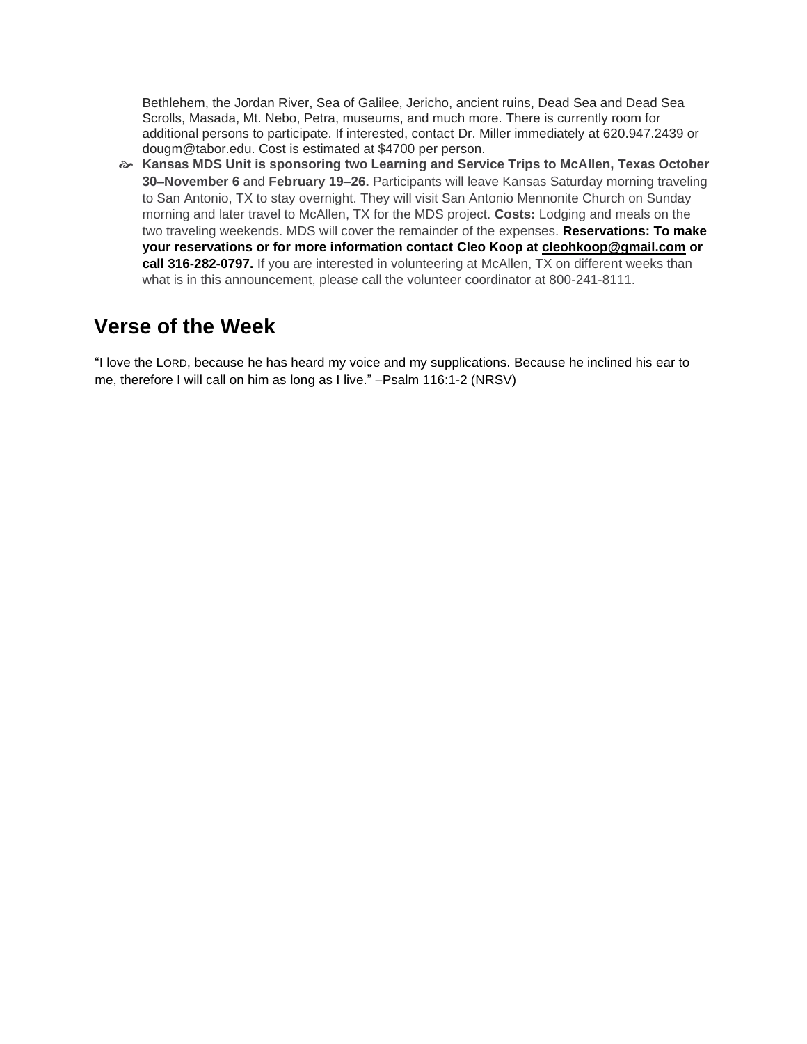Bethlehem, the Jordan River, Sea of Galilee, Jericho, ancient ruins, Dead Sea and Dead Sea Scrolls, Masada, Mt. Nebo, Petra, museums, and much more. There is currently room for additional persons to participate. If interested, contact Dr. Miller immediately at 620.947.2439 or dougm@tabor.edu. Cost is estimated at $4700 per person.

- **Kansas MDS Unit is sponsoring two Learning and Service Trips to McAllen, Texas October 30–November 6** and **February 19–26.** Participants will leave Kansas Saturday morning traveling to San Antonio, TX to stay overnight. They will visit San Antonio Mennonite Church on Sunday morning and later travel to McAllen, TX for the MDS project. **Costs:** Lodging and meals on the two traveling weekends. MDS will cover the remainder of the expenses. **Reservations: To make your reservations or for more information contact Cleo Koop at cleohkoop@gmail.com or call 316-282-0797.** If you are interested in volunteering at McAllen, TX on different weeks than what is in this announcement, please call the volunteer coordinator at 800-241-8111.

## Verse of the Week

"I love the LORD, because he has heard my voice and my supplications. Because he inclined his ear to me, therefore I will call on him as long as I live." –Psalm 116:1-2 (NRSV)